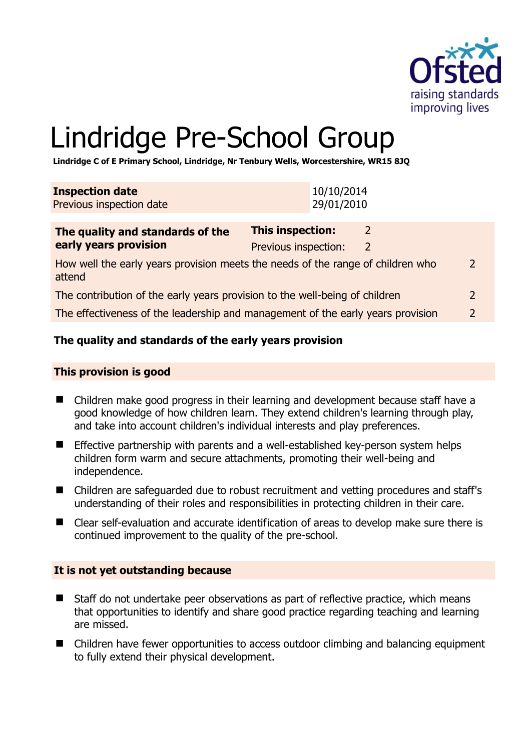# Lindridge Pre-School Group

**Lindridge C of E Primary School, Lindridge, Nr Tenbury Wells, Worcestershire, WR15 8JQ**

| **Inspection date** | 10/10/2014 |
|---|---|
| Previous inspection date | 29/01/2010 |

| **The quality and standards of the early years provision** | **This inspection:** | 2 |
|---|---|---|
| | Previous inspection: | 2 |
| How well the early years provision meets the needs of the range of children who attend | | 2 |
| The contribution of the early years provision to the well-being of children | | 2 |
| The effectiveness of the leadership and management of the early years provision | | 2 |

## The quality and standards of the early years provision

### This provision is good

- Children make good progress in their learning and development because staff have a good knowledge of how children learn. They extend children's learning through play, and take into account children's individual interests and play preferences.
- Effective partnership with parents and a well-established key-person system helps children form warm and secure attachments, promoting their well-being and independence.
- Children are safeguarded due to robust recruitment and vetting procedures and staff's understanding of their roles and responsibilities in protecting children in their care.
- Clear self-evaluation and accurate identification of areas to develop make sure there is continued improvement to the quality of the pre-school.

### It is not yet outstanding because

- Staff do not undertake peer observations as part of reflective practice, which means that opportunities to identify and share good practice regarding teaching and learning are missed.
- Children have fewer opportunities to access outdoor climbing and balancing equipment to fully extend their physical development.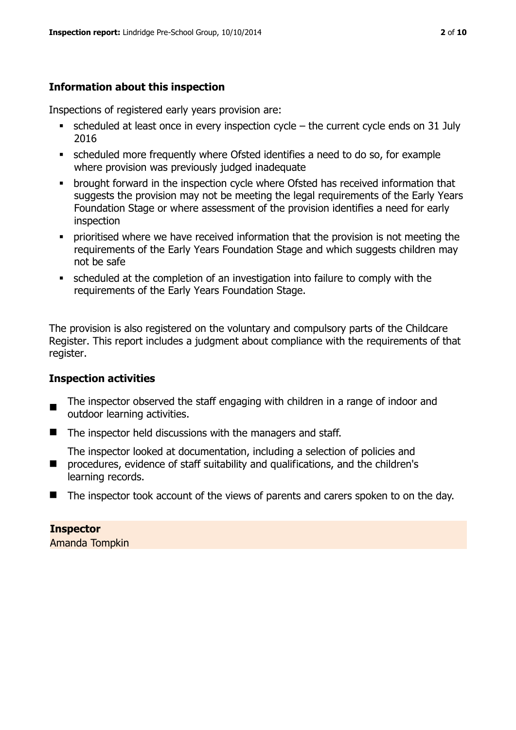## Information about this inspection

Inspections of registered early years provision are:

- scheduled at least once in every inspection cycle – the current cycle ends on 31 July 2016
- scheduled more frequently where Ofsted identifies a need to do so, for example where provision was previously judged inadequate
- brought forward in the inspection cycle where Ofsted has received information that suggests the provision may not be meeting the legal requirements of the Early Years Foundation Stage or where assessment of the provision identifies a need for early inspection
- prioritised where we have received information that the provision is not meeting the requirements of the Early Years Foundation Stage and which suggests children may not be safe
- scheduled at the completion of an investigation into failure to comply with the requirements of the Early Years Foundation Stage.

The provision is also registered on the voluntary and compulsory parts of the Childcare Register. This report includes a judgment about compliance with the requirements of that register.

## Inspection activities

- The inspector observed the staff engaging with children in a range of indoor and outdoor learning activities.
- The inspector held discussions with the managers and staff.
- The inspector looked at documentation, including a selection of policies and procedures, evidence of staff suitability and qualifications, and the children's learning records.
- The inspector took account of the views of parents and carers spoken to on the day.

**Inspector**

Amanda Tompkin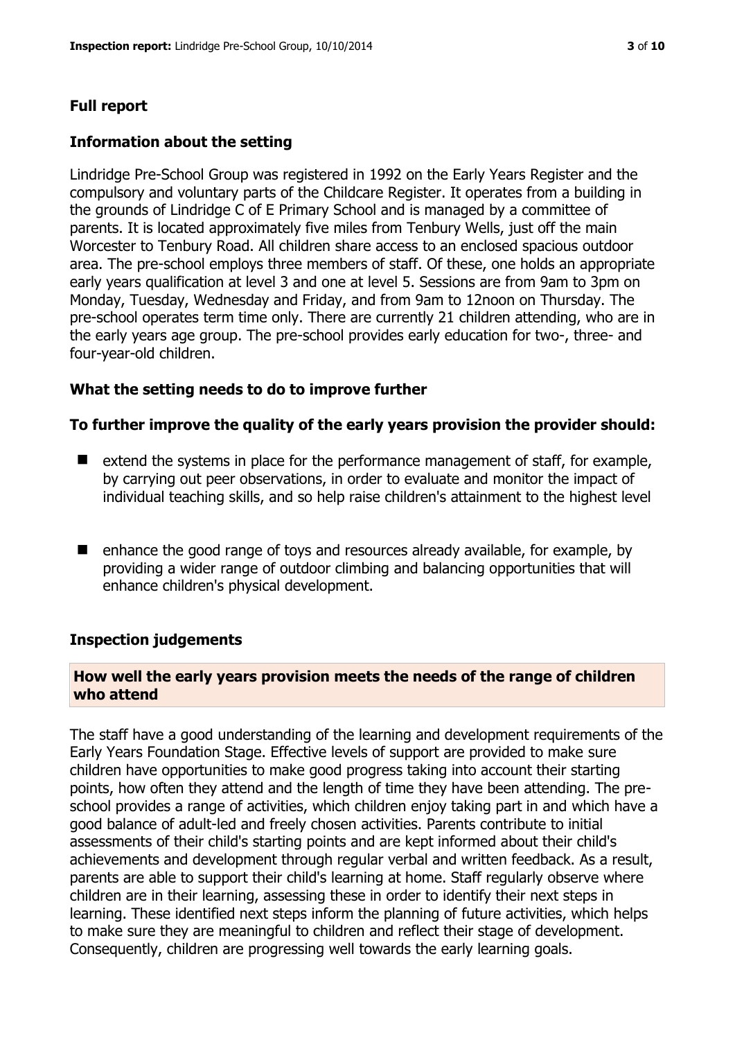## Full report

### Information about the setting

Lindridge Pre-School Group was registered in 1992 on the Early Years Register and the compulsory and voluntary parts of the Childcare Register. It operates from a building in the grounds of Lindridge C of E Primary School and is managed by a committee of parents. It is located approximately five miles from Tenbury Wells, just off the main Worcester to Tenbury Road. All children share access to an enclosed spacious outdoor area. The pre-school employs three members of staff. Of these, one holds an appropriate early years qualification at level 3 and one at level 5. Sessions are from 9am to 3pm on Monday, Tuesday, Wednesday and Friday, and from 9am to 12noon on Thursday. The pre-school operates term time only. There are currently 21 children attending, who are in the early years age group. The pre-school provides early education for two-, three- and four-year-old children.

### What the setting needs to do to improve further

**To further improve the quality of the early years provision the provider should:**

- extend the systems in place for the performance management of staff, for example, by carrying out peer observations, in order to evaluate and monitor the impact of individual teaching skills, and so help raise children's attainment to the highest level
- enhance the good range of toys and resources already available, for example, by providing a wider range of outdoor climbing and balancing opportunities that will enhance children's physical development.

### Inspection judgements

#### How well the early years provision meets the needs of the range of children who attend

The staff have a good understanding of the learning and development requirements of the Early Years Foundation Stage. Effective levels of support are provided to make sure children have opportunities to make good progress taking into account their starting points, how often they attend and the length of time they have been attending. The pre-school provides a range of activities, which children enjoy taking part in and which have a good balance of adult-led and freely chosen activities. Parents contribute to initial assessments of their child's starting points and are kept informed about their child's achievements and development through regular verbal and written feedback. As a result, parents are able to support their child's learning at home. Staff regularly observe where children are in their learning, assessing these in order to identify their next steps in learning. These identified next steps inform the planning of future activities, which helps to make sure they are meaningful to children and reflect their stage of development. Consequently, children are progressing well towards the early learning goals.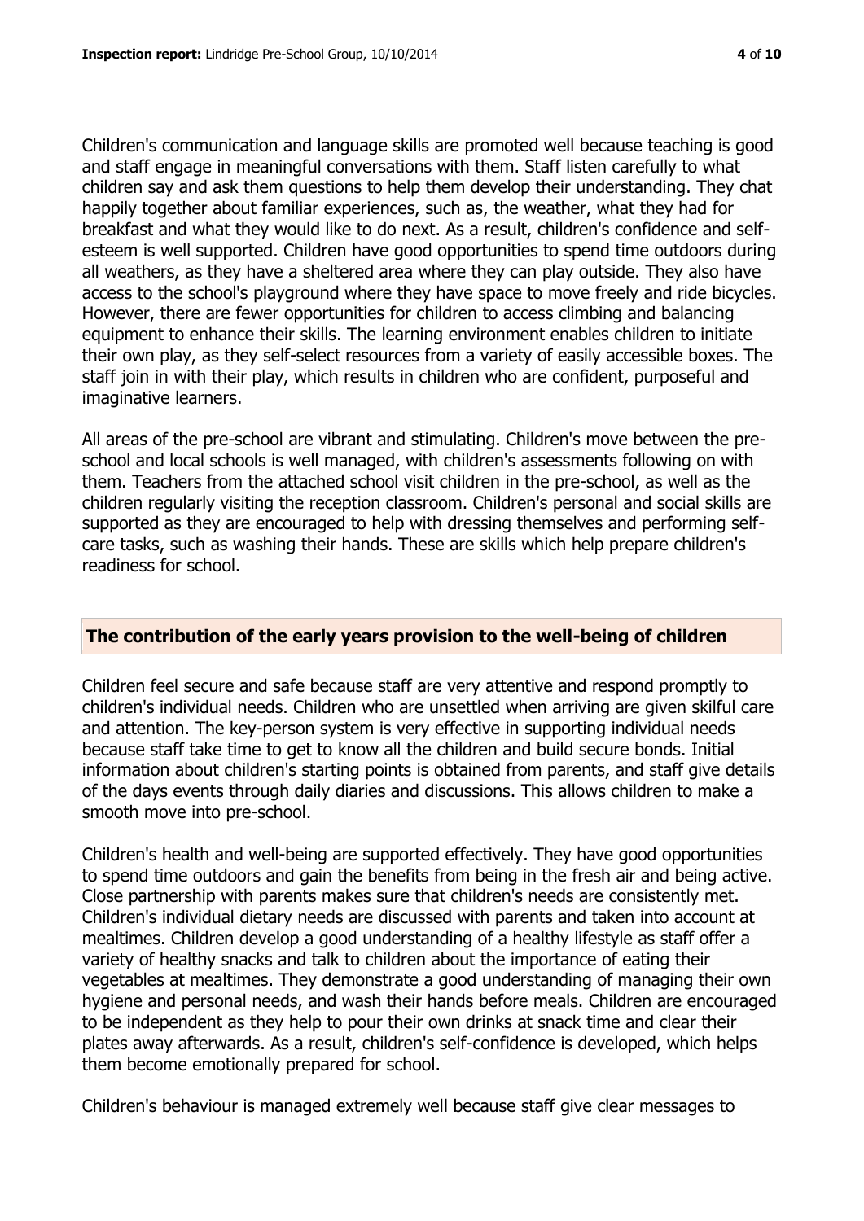Children's communication and language skills are promoted well because teaching is good and staff engage in meaningful conversations with them. Staff listen carefully to what children say and ask them questions to help them develop their understanding. They chat happily together about familiar experiences, such as, the weather, what they had for breakfast and what they would like to do next. As a result, children's confidence and self-esteem is well supported. Children have good opportunities to spend time outdoors during all weathers, as they have a sheltered area where they can play outside. They also have access to the school's playground where they have space to move freely and ride bicycles. However, there are fewer opportunities for children to access climbing and balancing equipment to enhance their skills. The learning environment enables children to initiate their own play, as they self-select resources from a variety of easily accessible boxes. The staff join in with their play, which results in children who are confident, purposeful and imaginative learners.

All areas of the pre-school are vibrant and stimulating. Children's move between the pre-school and local schools is well managed, with children's assessments following on with them. Teachers from the attached school visit children in the pre-school, as well as the children regularly visiting the reception classroom. Children's personal and social skills are supported as they are encouraged to help with dressing themselves and performing self-care tasks, such as washing their hands. These are skills which help prepare children's readiness for school.

## The contribution of the early years provision to the well-being of children

Children feel secure and safe because staff are very attentive and respond promptly to children's individual needs. Children who are unsettled when arriving are given skilful care and attention. The key-person system is very effective in supporting individual needs because staff take time to get to know all the children and build secure bonds. Initial information about children's starting points is obtained from parents, and staff give details of the days events through daily diaries and discussions. This allows children to make a smooth move into pre-school.

Children's health and well-being are supported effectively. They have good opportunities to spend time outdoors and gain the benefits from being in the fresh air and being active. Close partnership with parents makes sure that children's needs are consistently met. Children's individual dietary needs are discussed with parents and taken into account at mealtimes. Children develop a good understanding of a healthy lifestyle as staff offer a variety of healthy snacks and talk to children about the importance of eating their vegetables at mealtimes. They demonstrate a good understanding of managing their own hygiene and personal needs, and wash their hands before meals. Children are encouraged to be independent as they help to pour their own drinks at snack time and clear their plates away afterwards. As a result, children's self-confidence is developed, which helps them become emotionally prepared for school.

Children's behaviour is managed extremely well because staff give clear messages to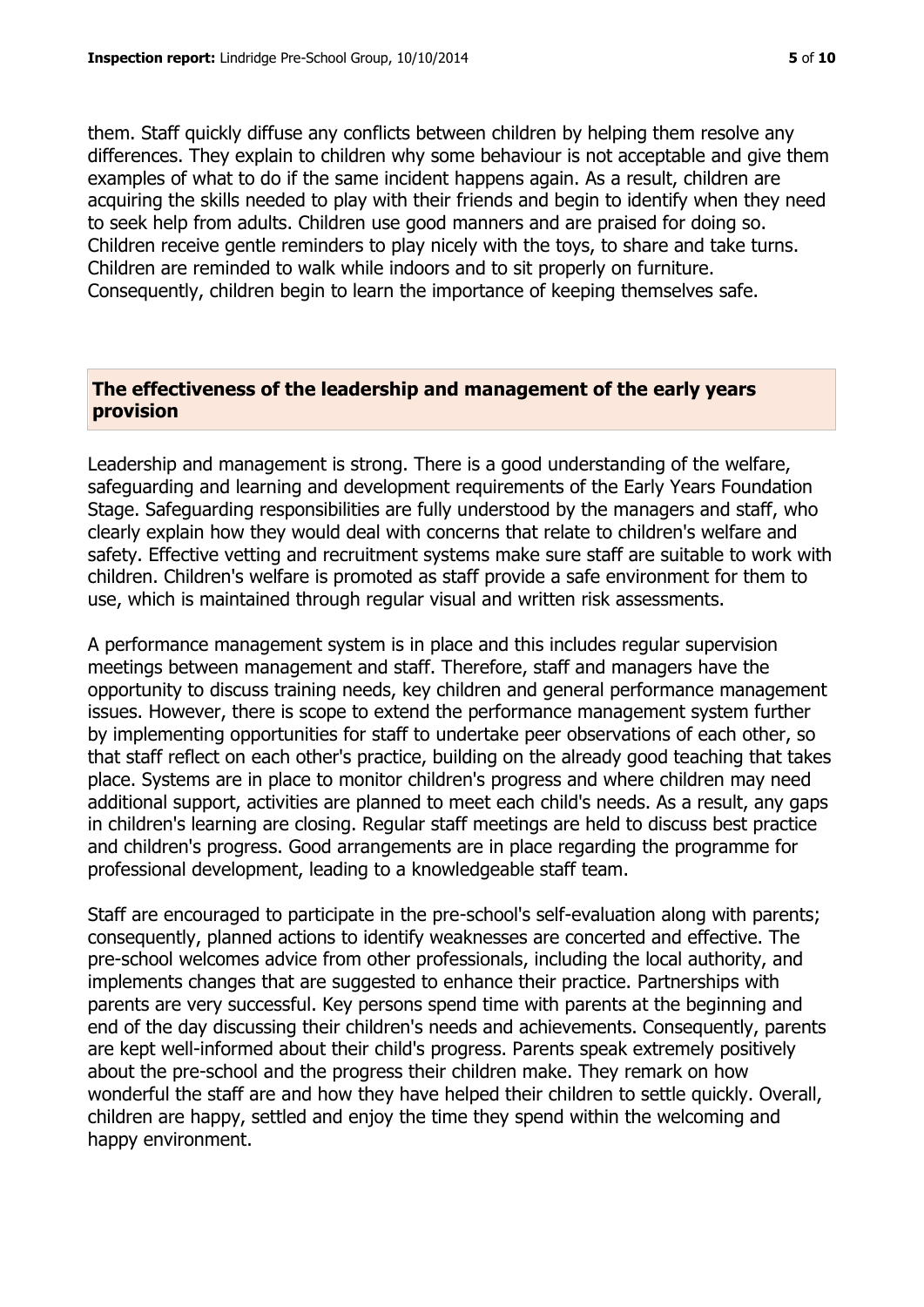them. Staff quickly diffuse any conflicts between children by helping them resolve any differences. They explain to children why some behaviour is not acceptable and give them examples of what to do if the same incident happens again. As a result, children are acquiring the skills needed to play with their friends and begin to identify when they need to seek help from adults. Children use good manners and are praised for doing so. Children receive gentle reminders to play nicely with the toys, to share and take turns. Children are reminded to walk while indoors and to sit properly on furniture. Consequently, children begin to learn the importance of keeping themselves safe.

## The effectiveness of the leadership and management of the early years provision

Leadership and management is strong. There is a good understanding of the welfare, safeguarding and learning and development requirements of the Early Years Foundation Stage. Safeguarding responsibilities are fully understood by the managers and staff, who clearly explain how they would deal with concerns that relate to children's welfare and safety. Effective vetting and recruitment systems make sure staff are suitable to work with children. Children's welfare is promoted as staff provide a safe environment for them to use, which is maintained through regular visual and written risk assessments.

A performance management system is in place and this includes regular supervision meetings between management and staff. Therefore, staff and managers have the opportunity to discuss training needs, key children and general performance management issues. However, there is scope to extend the performance management system further by implementing opportunities for staff to undertake peer observations of each other, so that staff reflect on each other's practice, building on the already good teaching that takes place. Systems are in place to monitor children's progress and where children may need additional support, activities are planned to meet each child's needs. As a result, any gaps in children's learning are closing. Regular staff meetings are held to discuss best practice and children's progress. Good arrangements are in place regarding the programme for professional development, leading to a knowledgeable staff team.

Staff are encouraged to participate in the pre-school's self-evaluation along with parents; consequently, planned actions to identify weaknesses are concerted and effective. The pre-school welcomes advice from other professionals, including the local authority, and implements changes that are suggested to enhance their practice. Partnerships with parents are very successful. Key persons spend time with parents at the beginning and end of the day discussing their children's needs and achievements. Consequently, parents are kept well-informed about their child's progress. Parents speak extremely positively about the pre-school and the progress their children make. They remark on how wonderful the staff are and how they have helped their children to settle quickly. Overall, children are happy, settled and enjoy the time they spend within the welcoming and happy environment.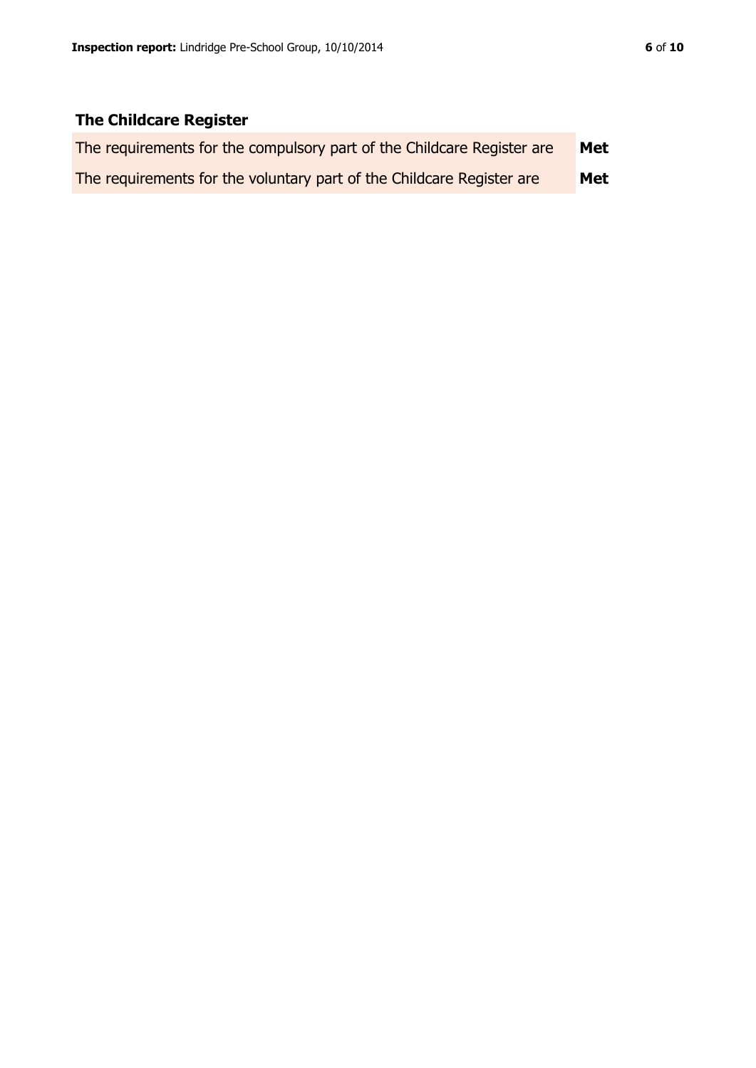## The Childcare Register

| | |
|---|---|
| The requirements for the compulsory part of the Childcare Register are | **Met** |
| The requirements for the voluntary part of the Childcare Register are | **Met** |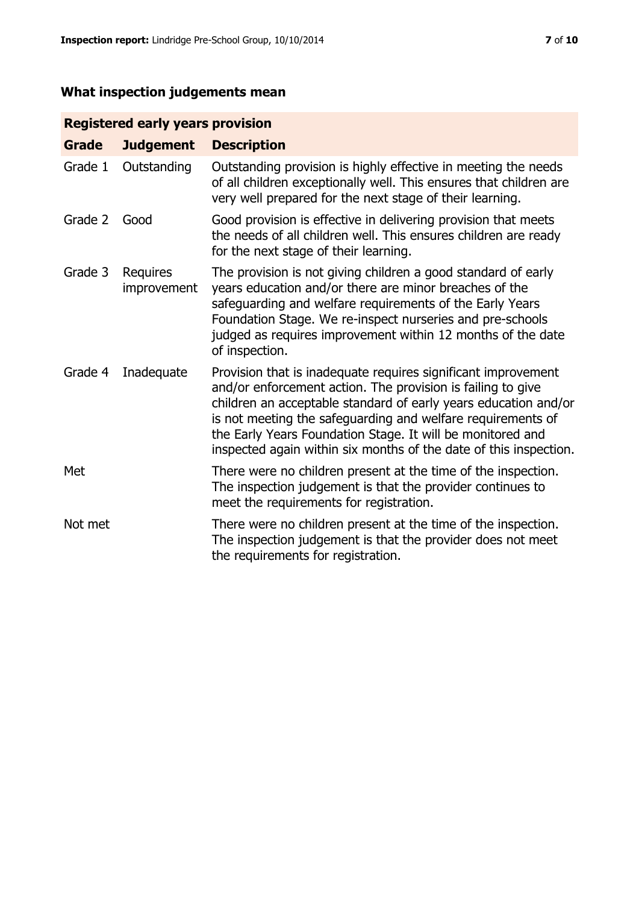## What inspection judgements mean

| Registered early years provision | | |
|---|---|---|
| **Grade** | **Judgement** | **Description** |
| Grade 1 | Outstanding | Outstanding provision is highly effective in meeting the needs of all children exceptionally well. This ensures that children are very well prepared for the next stage of their learning. |
| Grade 2 | Good | Good provision is effective in delivering provision that meets the needs of all children well. This ensures children are ready for the next stage of their learning. |
| Grade 3 | Requires improvement | The provision is not giving children a good standard of early years education and/or there are minor breaches of the safeguarding and welfare requirements of the Early Years Foundation Stage. We re-inspect nurseries and pre-schools judged as requires improvement within 12 months of the date of inspection. |
| Grade 4 | Inadequate | Provision that is inadequate requires significant improvement and/or enforcement action. The provision is failing to give children an acceptable standard of early years education and/or is not meeting the safeguarding and welfare requirements of the Early Years Foundation Stage. It will be monitored and inspected again within six months of the date of this inspection. |
| Met | | There were no children present at the time of the inspection. The inspection judgement is that the provider continues to meet the requirements for registration. |
| Not met | | There were no children present at the time of the inspection. The inspection judgement is that the provider does not meet the requirements for registration. |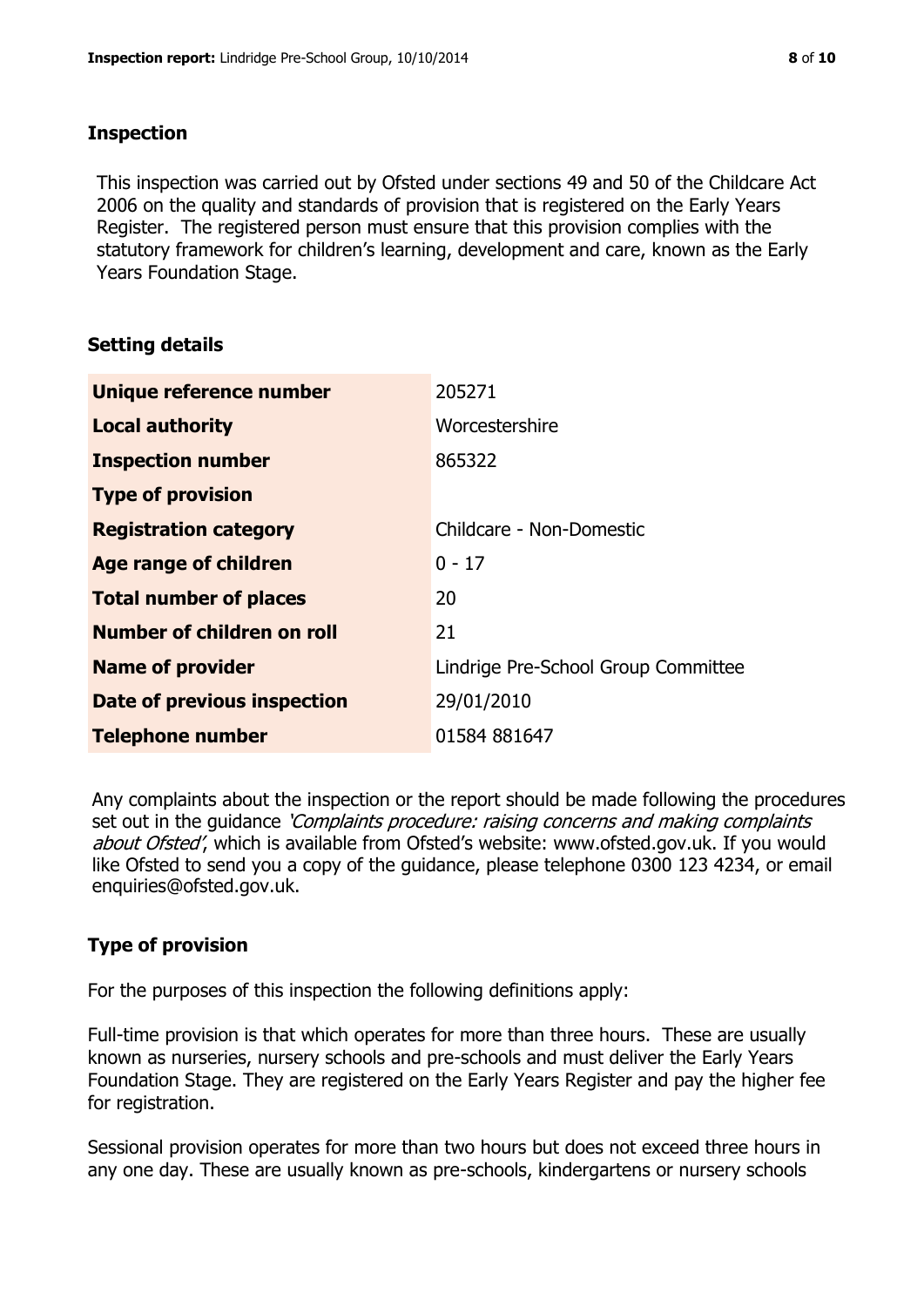## Inspection

This inspection was carried out by Ofsted under sections 49 and 50 of the Childcare Act 2006 on the quality and standards of provision that is registered on the Early Years Register. The registered person must ensure that this provision complies with the statutory framework for children's learning, development and care, known as the Early Years Foundation Stage.

## Setting details

| | |
|---|---|
| **Unique reference number** | 205271 |
| **Local authority** | Worcestershire |
| **Inspection number** | 865322 |
| **Type of provision** | |
| **Registration category** | Childcare - Non-Domestic |
| **Age range of children** | 0 - 17 |
| **Total number of places** | 20 |
| **Number of children on roll** | 21 |
| **Name of provider** | Lindrige Pre-School Group Committee |
| **Date of previous inspection** | 29/01/2010 |
| **Telephone number** | 01584 881647 |

Any complaints about the inspection or the report should be made following the procedures set out in the guidance *'Complaints procedure: raising concerns and making complaints about Ofsted'*, which is available from Ofsted's website: www.ofsted.gov.uk. If you would like Ofsted to send you a copy of the guidance, please telephone 0300 123 4234, or email enquiries@ofsted.gov.uk.

## Type of provision

For the purposes of this inspection the following definitions apply:

Full-time provision is that which operates for more than three hours. These are usually known as nurseries, nursery schools and pre-schools and must deliver the Early Years Foundation Stage. They are registered on the Early Years Register and pay the higher fee for registration.

Sessional provision operates for more than two hours but does not exceed three hours in any one day. These are usually known as pre-schools, kindergartens or nursery schools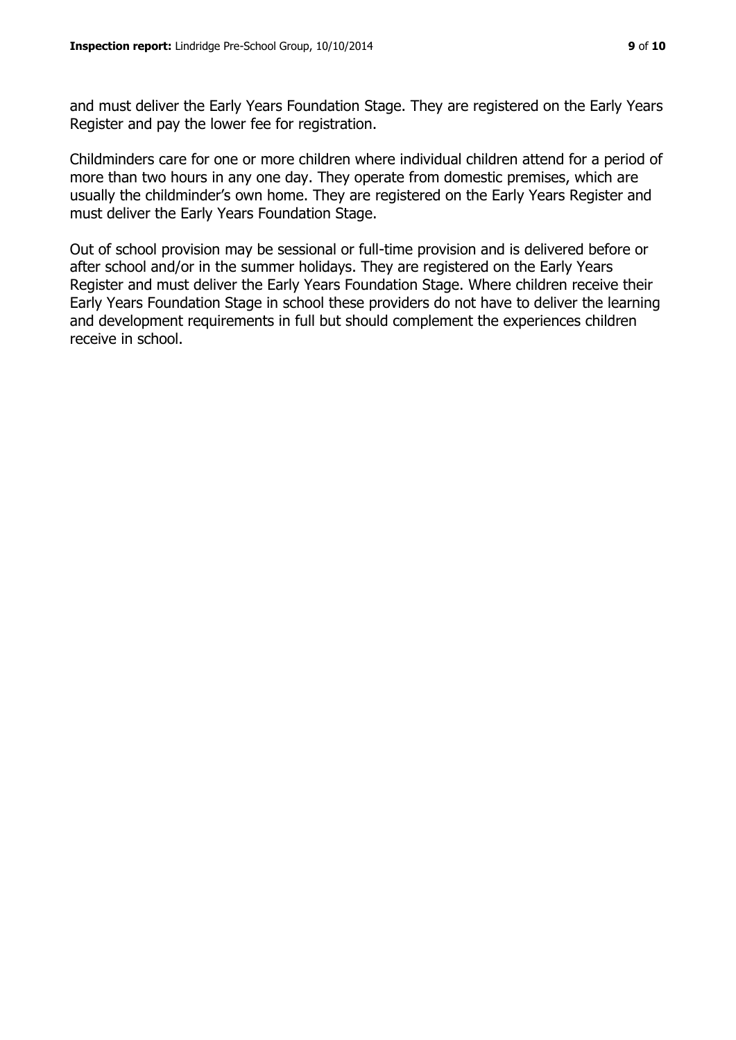and must deliver the Early Years Foundation Stage. They are registered on the Early Years Register and pay the lower fee for registration.

Childminders care for one or more children where individual children attend for a period of more than two hours in any one day. They operate from domestic premises, which are usually the childminder's own home. They are registered on the Early Years Register and must deliver the Early Years Foundation Stage.

Out of school provision may be sessional or full-time provision and is delivered before or after school and/or in the summer holidays. They are registered on the Early Years Register and must deliver the Early Years Foundation Stage. Where children receive their Early Years Foundation Stage in school these providers do not have to deliver the learning and development requirements in full but should complement the experiences children receive in school.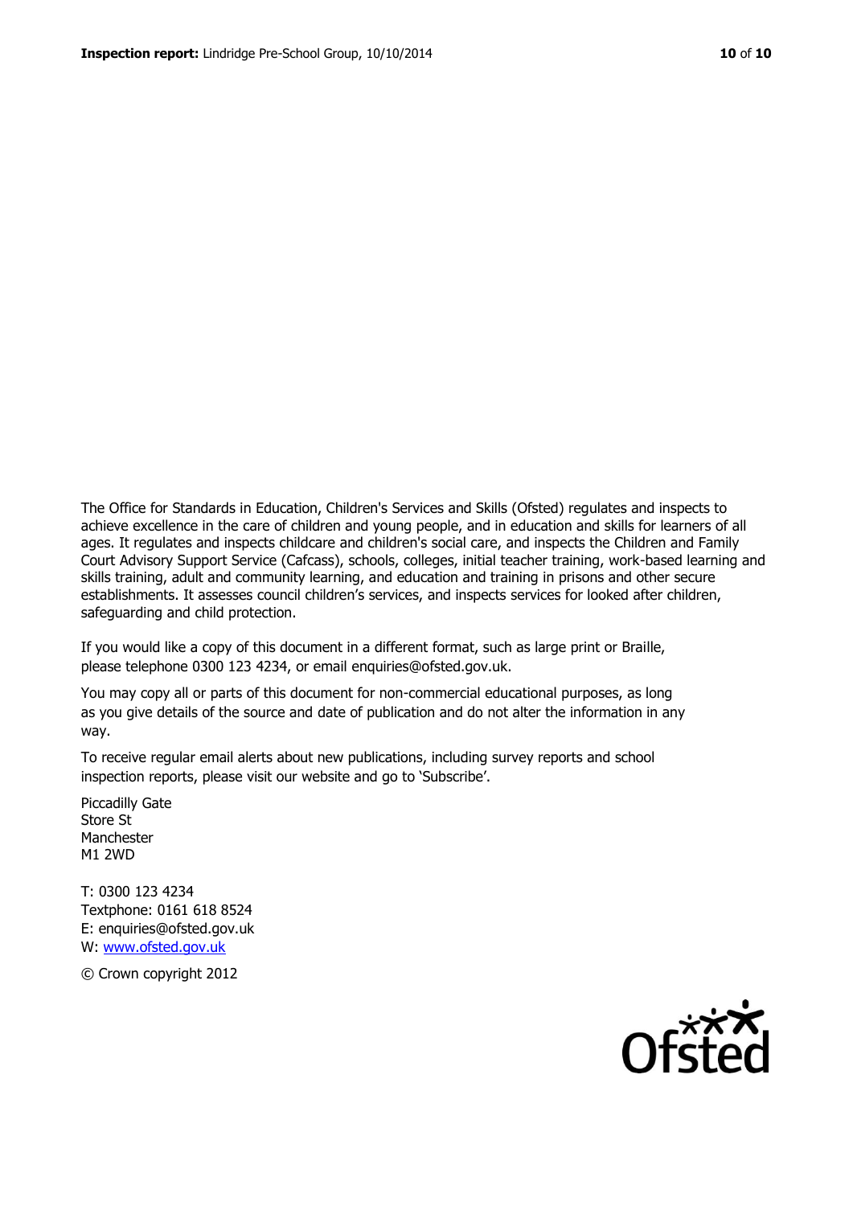The Office for Standards in Education, Children's Services and Skills (Ofsted) regulates and inspects to achieve excellence in the care of children and young people, and in education and skills for learners of all ages. It regulates and inspects childcare and children's social care, and inspects the Children and Family Court Advisory Support Service (Cafcass), schools, colleges, initial teacher training, work-based learning and skills training, adult and community learning, and education and training in prisons and other secure establishments. It assesses council children's services, and inspects services for looked after children, safeguarding and child protection.

If you would like a copy of this document in a different format, such as large print or Braille, please telephone 0300 123 4234, or email enquiries@ofsted.gov.uk.

You may copy all or parts of this document for non-commercial educational purposes, as long as you give details of the source and date of publication and do not alter the information in any way.

To receive regular email alerts about new publications, including survey reports and school inspection reports, please visit our website and go to 'Subscribe'.

Piccadilly Gate
Store St
Manchester
M1 2WD

T: 0300 123 4234
Textphone: 0161 618 8524
E: enquiries@ofsted.gov.uk
W: [www.ofsted.gov.uk](http://www.ofsted.gov.uk)

© Crown copyright 2012

Ofsted